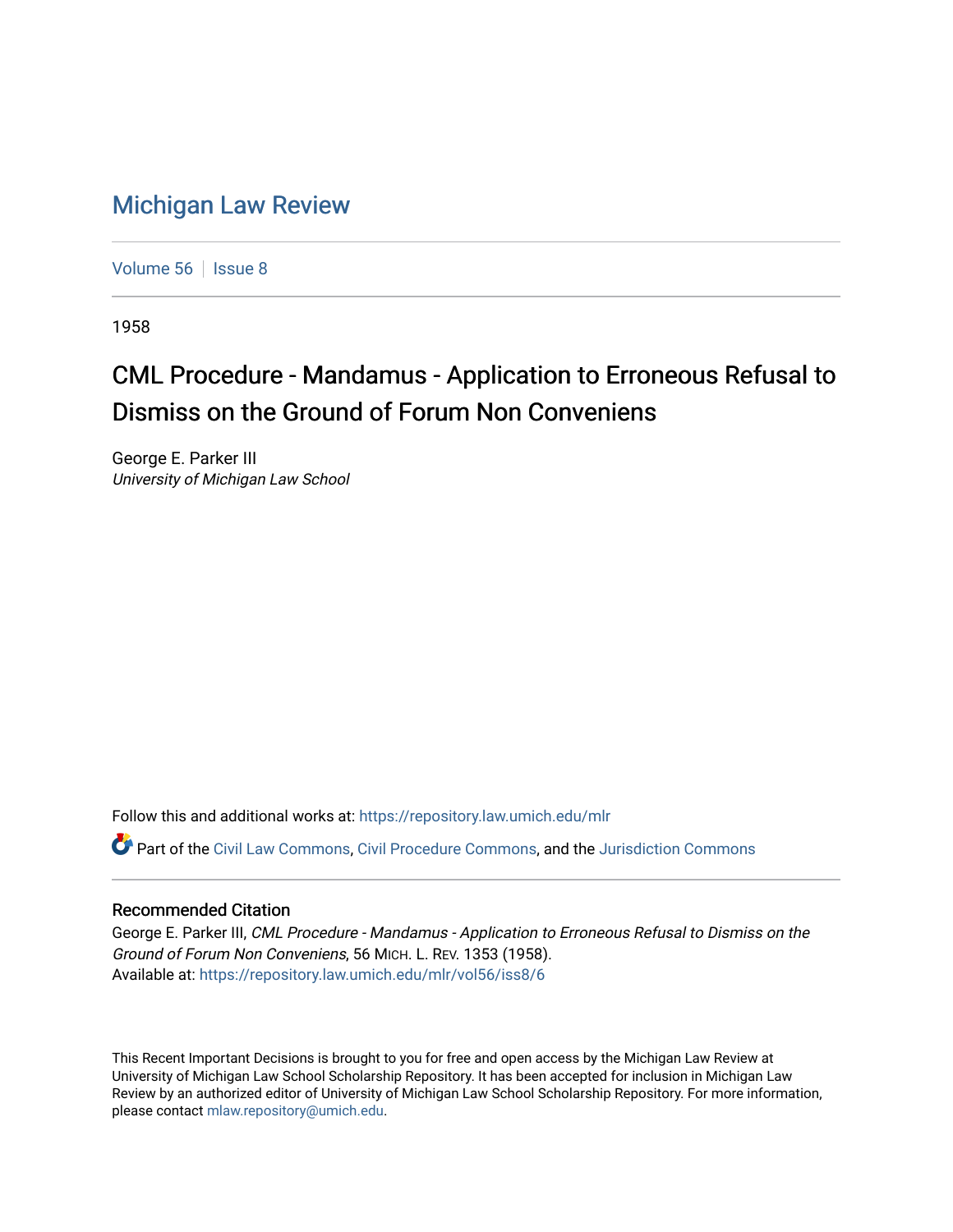# Michigan Law Review

Volume 56 | Issue 8

1958

## CML Procedure - Mandamus - Application to Erroneous Refusal to Dismiss on the Ground of Forum Non Conveniens

George E. Parker III
*University of Michigan Law School*

Follow this and additional works at: https://repository.law.umich.edu/mlr

Part of the Civil Law Commons, Civil Procedure Commons, and the Jurisdiction Commons

### Recommended Citation

George E. Parker III, *CML Procedure - Mandamus - Application to Erroneous Refusal to Dismiss on the Ground of Forum Non Conveniens*, 56 MICH. L. REV. 1353 (1958).
Available at: https://repository.law.umich.edu/mlr/vol56/iss8/6

This Recent Important Decisions is brought to you for free and open access by the Michigan Law Review at University of Michigan Law School Scholarship Repository. It has been accepted for inclusion in Michigan Law Review by an authorized editor of University of Michigan Law School Scholarship Repository. For more information, please contact mlaw.repository@umich.edu.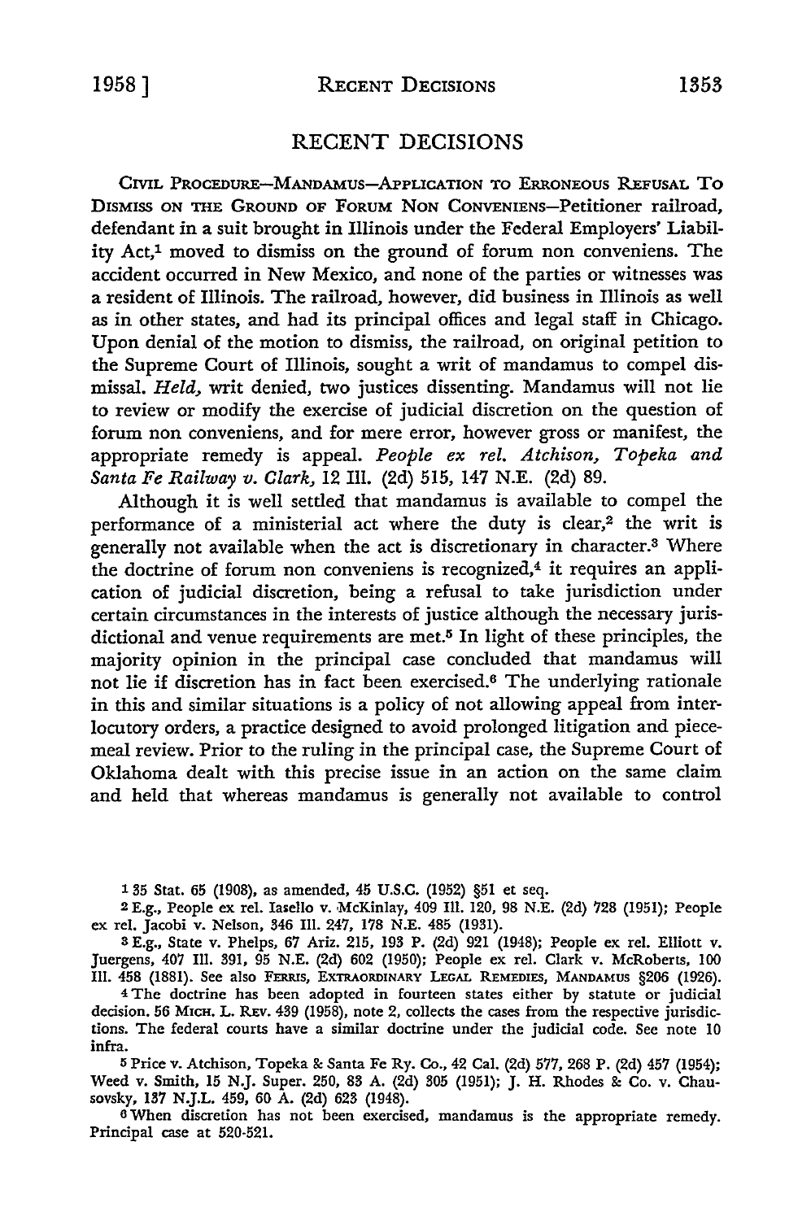## RECENT DECISIONS

CIVIL PROCEDURE—MANDAMUS—APPLICATION TO ERRONEOUS REFUSAL TO DISMISS ON THE GROUND OF FORUM NON CONVENIENS—Petitioner railroad, defendant in a suit brought in Illinois under the Federal Employers' Liability Act,[1] moved to dismiss on the ground of forum non conveniens. The accident occurred in New Mexico, and none of the parties or witnesses was a resident of Illinois. The railroad, however, did business in Illinois as well as in other states, and had its principal offices and legal staff in Chicago. Upon denial of the motion to dismiss, the railroad, on original petition to the Supreme Court of Illinois, sought a writ of mandamus to compel dismissal. *Held,* writ denied, two justices dissenting. Mandamus will not lie to review or modify the exercise of judicial discretion on the question of forum non conveniens, and for mere error, however gross or manifest, the appropriate remedy is appeal. *People ex rel. Atchison, Topeka and Santa Fe Railway v. Clark,* 12 Ill. (2d) 515, 147 N.E. (2d) 89.

Although it is well settled that mandamus is available to compel the performance of a ministerial act where the duty is clear,[2] the writ is generally not available when the act is discretionary in character.[3] Where the doctrine of forum non conveniens is recognized,[4] it requires an application of judicial discretion, being a refusal to take jurisdiction under certain circumstances in the interests of justice although the necessary jurisdictional and venue requirements are met.[5] In light of these principles, the majority opinion in the principal case concluded that mandamus will not lie if discretion has in fact been exercised.[6] The underlying rationale in this and similar situations is a policy of not allowing appeal from interlocutory orders, a practice designed to avoid prolonged litigation and piecemeal review. Prior to the ruling in the principal case, the Supreme Court of Oklahoma dealt with this precise issue in an action on the same claim and held that whereas mandamus is generally not available to control

---

[1] 35 Stat. 65 (1908), as amended, 45 U.S.C. (1952) §51 et seq.

[2] E.g., People ex rel. Iasello v. McKinlay, 409 Ill. 120, 98 N.E. (2d) 728 (1951); People ex rel. Jacobi v. Nelson, 346 Ill. 247, 178 N.E. 485 (1931).

[3] E.g., State v. Phelps, 67 Ariz. 215, 193 P. (2d) 921 (1948); People ex rel. Elliott v. Juergens, 407 Ill. 391, 95 N.E. (2d) 602 (1950); People ex rel. Clark v. McRoberts, 100 Ill. 458 (1881). See also FERRIS, EXTRAORDINARY LEGAL REMEDIES, MANDAMUS §206 (1926).

[4] The doctrine has been adopted in fourteen states either by statute or judicial decision. 56 MICH. L. REV. 439 (1958), note 2, collects the cases from the respective jurisdictions. The federal courts have a similar doctrine under the judicial code. See note 10 infra.

[5] Price v. Atchison, Topeka & Santa Fe Ry. Co., 42 Cal. (2d) 577, 268 P. (2d) 457 (1954); Weed v. Smith, 15 N.J. Super. 250, 83 A. (2d) 305 (1951); J. H. Rhodes & Co. v. Chausovsky, 137 N.J.L. 459, 60 A. (2d) 623 (1948).

[6] When discretion has not been exercised, mandamus is the appropriate remedy. Principal case at 520-521.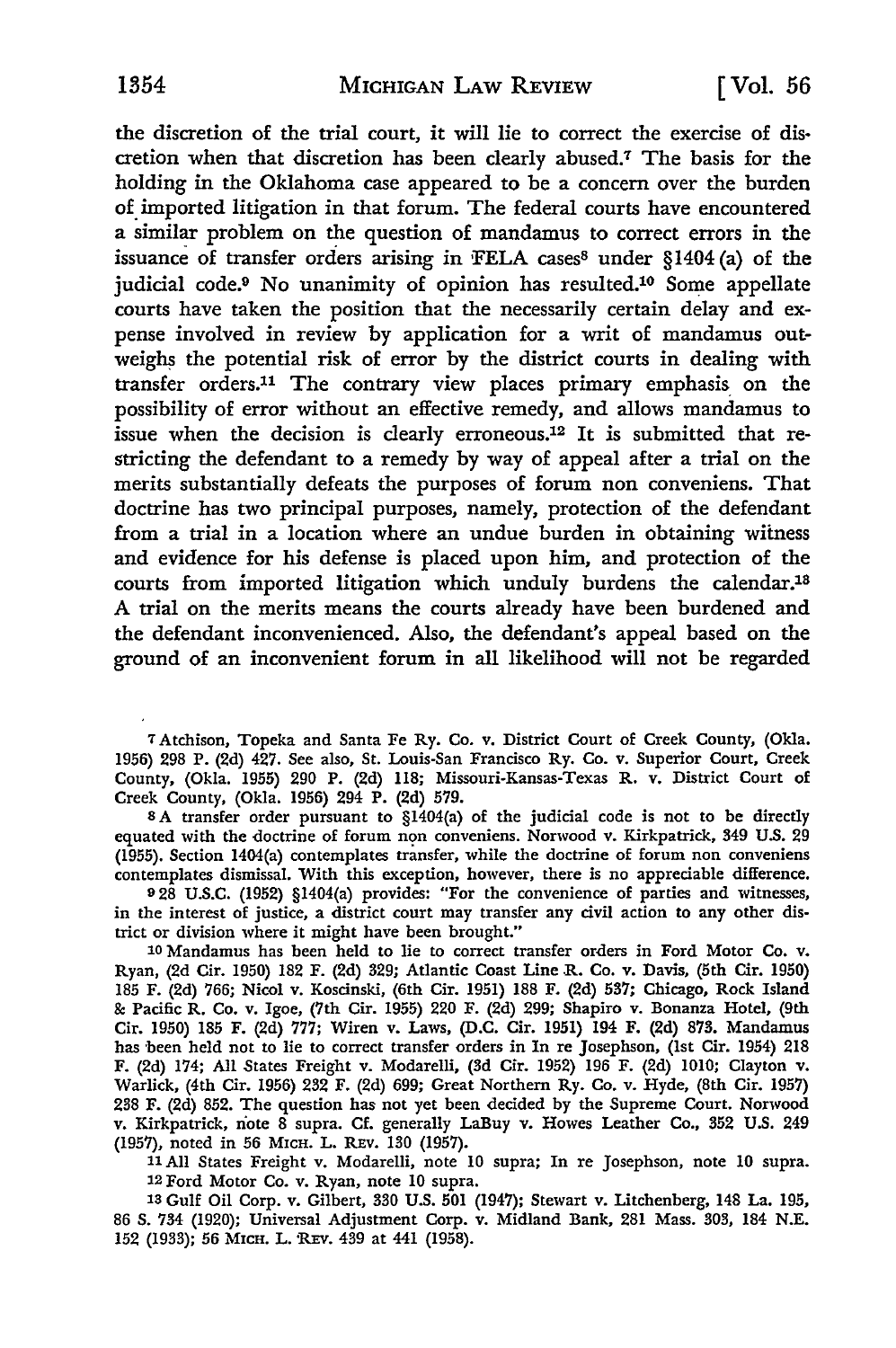the discretion of the trial court, it will lie to correct the exercise of discretion when that discretion has been clearly abused.[7] The basis for the holding in the Oklahoma case appeared to be a concern over the burden of imported litigation in that forum. The federal courts have encountered a similar problem on the question of mandamus to correct errors in the issuance of transfer orders arising in FELA cases[8] under §1404 (a) of the judicial code.[9] No unanimity of opinion has resulted.[10] Some appellate courts have taken the position that the necessarily certain delay and expense involved in review by application for a writ of mandamus outweighs the potential risk of error by the district courts in dealing with transfer orders.[11] The contrary view places primary emphasis on the possibility of error without an effective remedy, and allows mandamus to issue when the decision is clearly erroneous.[12] It is submitted that restricting the defendant to a remedy by way of appeal after a trial on the merits substantially defeats the purposes of forum non conveniens. That doctrine has two principal purposes, namely, protection of the defendant from a trial in a location where an undue burden in obtaining witness and evidence for his defense is placed upon him, and protection of the courts from imported litigation which unduly burdens the calendar.[13] A trial on the merits means the courts already have been burdened and the defendant inconvenienced. Also, the defendant's appeal based on the ground of an inconvenient forum in all likelihood will not be regarded

---

[7] Atchison, Topeka and Santa Fe Ry. Co. v. District Court of Creek County, (Okla. 1956) 298 P. (2d) 427. See also, St. Louis-San Francisco Ry. Co. v. Superior Court, Creek County, (Okla. 1955) 290 P. (2d) 118; Missouri-Kansas-Texas R. v. District Court of Creek County, (Okla. 1956) 294 P. (2d) 579.

[8] A transfer order pursuant to §1404(a) of the judicial code is not to be directly equated with the doctrine of forum non conveniens. Norwood v. Kirkpatrick, 349 U.S. 29 (1955). Section 1404(a) contemplates transfer, while the doctrine of forum non conveniens contemplates dismissal. With this exception, however, there is no appreciable difference.

[9] 28 U.S.C. (1952) §1404(a) provides: "For the convenience of parties and witnesses, in the interest of justice, a district court may transfer any civil action to any other district or division where it might have been brought."

[10] Mandamus has been held to lie to correct transfer orders in Ford Motor Co. v. Ryan, (2d Cir. 1950) 182 F. (2d) 329; Atlantic Coast Line R. Co. v. Davis, (5th Cir. 1950) 185 F. (2d) 766; Nicol v. Koscinski, (6th Cir. 1951) 188 F. (2d) 537; Chicago, Rock Island & Pacific R. Co. v. Igoe, (7th Cir. 1955) 220 F. (2d) 299; Shapiro v. Bonanza Hotel, (9th Cir. 1950) 185 F. (2d) 777; Wiren v. Laws, (D.C. Cir. 1951) 194 F. (2d) 873. Mandamus has been held not to lie to correct transfer orders in In re Josephson, (1st Cir. 1954) 218 F. (2d) 174; All States Freight v. Modarelli, (3d Cir. 1952) 196 F. (2d) 1010; Clayton v. Warlick, (4th Cir. 1956) 232 F. (2d) 699; Great Northern Ry. Co. v. Hyde, (8th Cir. 1957) 238 F. (2d) 852. The question has not yet been decided by the Supreme Court. Norwood v. Kirkpatrick, note 8 supra. Cf. generally LaBuy v. Howes Leather Co., 352 U.S. 249 (1957), noted in 56 MICH. L. REV. 130 (1957).

[11] All States Freight v. Modarelli, note 10 supra; In re Josephson, note 10 supra.

[12] Ford Motor Co. v. Ryan, note 10 supra.

[13] Gulf Oil Corp. v. Gilbert, 330 U.S. 501 (1947); Stewart v. Litchenberg, 148 La. 195, 86 S. 734 (1920); Universal Adjustment Corp. v. Midland Bank, 281 Mass. 303, 184 N.E. 152 (1933); 56 MICH. L. REV. 439 at 441 (1958).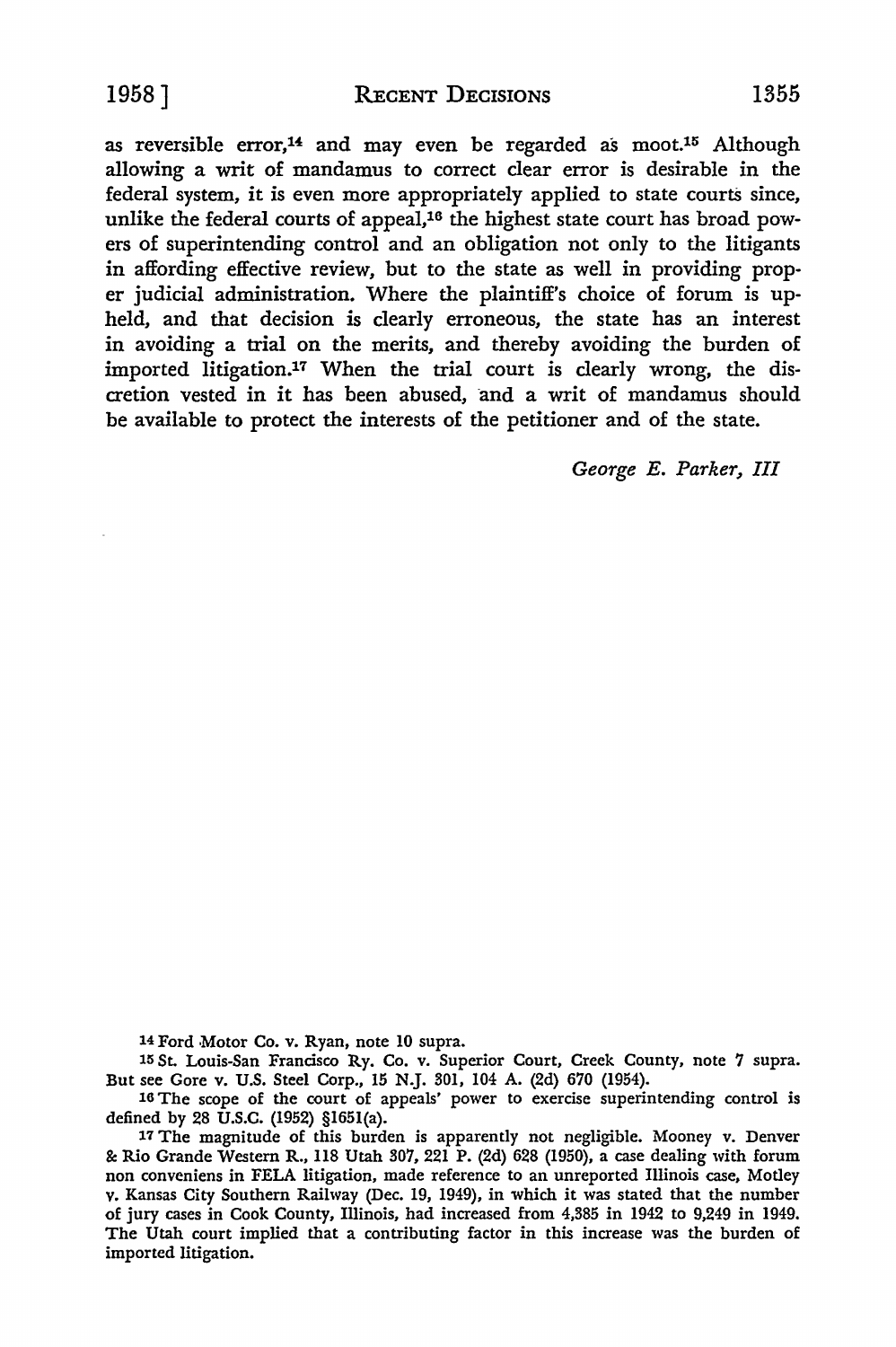as reversible error,[14] and may even be regarded as moot.[15] Although allowing a writ of mandamus to correct clear error is desirable in the federal system, it is even more appropriately applied to state courts since, unlike the federal courts of appeal,[16] the highest state court has broad powers of superintending control and an obligation not only to the litigants in affording effective review, but to the state as well in providing proper judicial administration. Where the plaintiff's choice of forum is upheld, and that decision is clearly erroneous, the state has an interest in avoiding a trial on the merits, and thereby avoiding the burden of imported litigation.[17] When the trial court is clearly wrong, the discretion vested in it has been abused, and a writ of mandamus should be available to protect the interests of the petitioner and of the state.

*George E. Parker, III*

---

[14] Ford Motor Co. v. Ryan, note 10 supra.

[15] St. Louis-San Francisco Ry. Co. v. Superior Court, Creek County, note 7 supra. But see Gore v. U.S. Steel Corp., 15 N.J. 301, 104 A. (2d) 670 (1954).

[16] The scope of the court of appeals' power to exercise superintending control is defined by 28 U.S.C. (1952) §1651(a).

[17] The magnitude of this burden is apparently not negligible. Mooney v. Denver & Rio Grande Western R., 118 Utah 307, 221 P. (2d) 628 (1950), a case dealing with forum non conveniens in FELA litigation, made reference to an unreported Illinois case, Motley v. Kansas City Southern Railway (Dec. 19, 1949), in which it was stated that the number of jury cases in Cook County, Illinois, had increased from 4,385 in 1942 to 9,249 in 1949. The Utah court implied that a contributing factor in this increase was the burden of imported litigation.